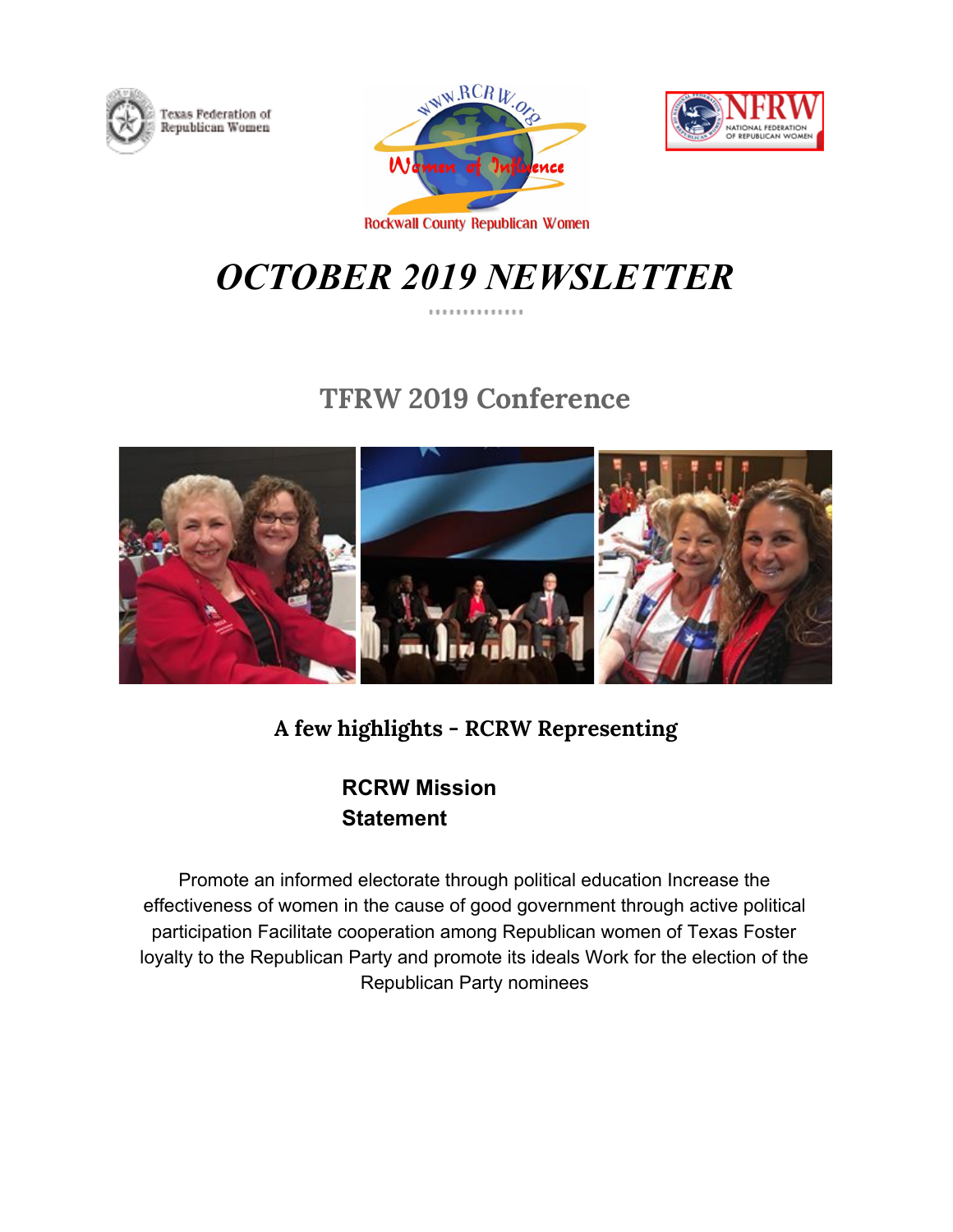# OCTOBER 2019 NEWSLETTER

## TFRW 2019 Conference

### A few highlights - RCRW Representing

**RCRW Mission Statement**

Promote an informed electorate through political education Increase the effectiveness of women in the cause of good government through active political participation Facilitate cooperation among Republican women of Texas Foster loyalty to the Republican Party and promote its ideals Work for the election of the Republican Party nominees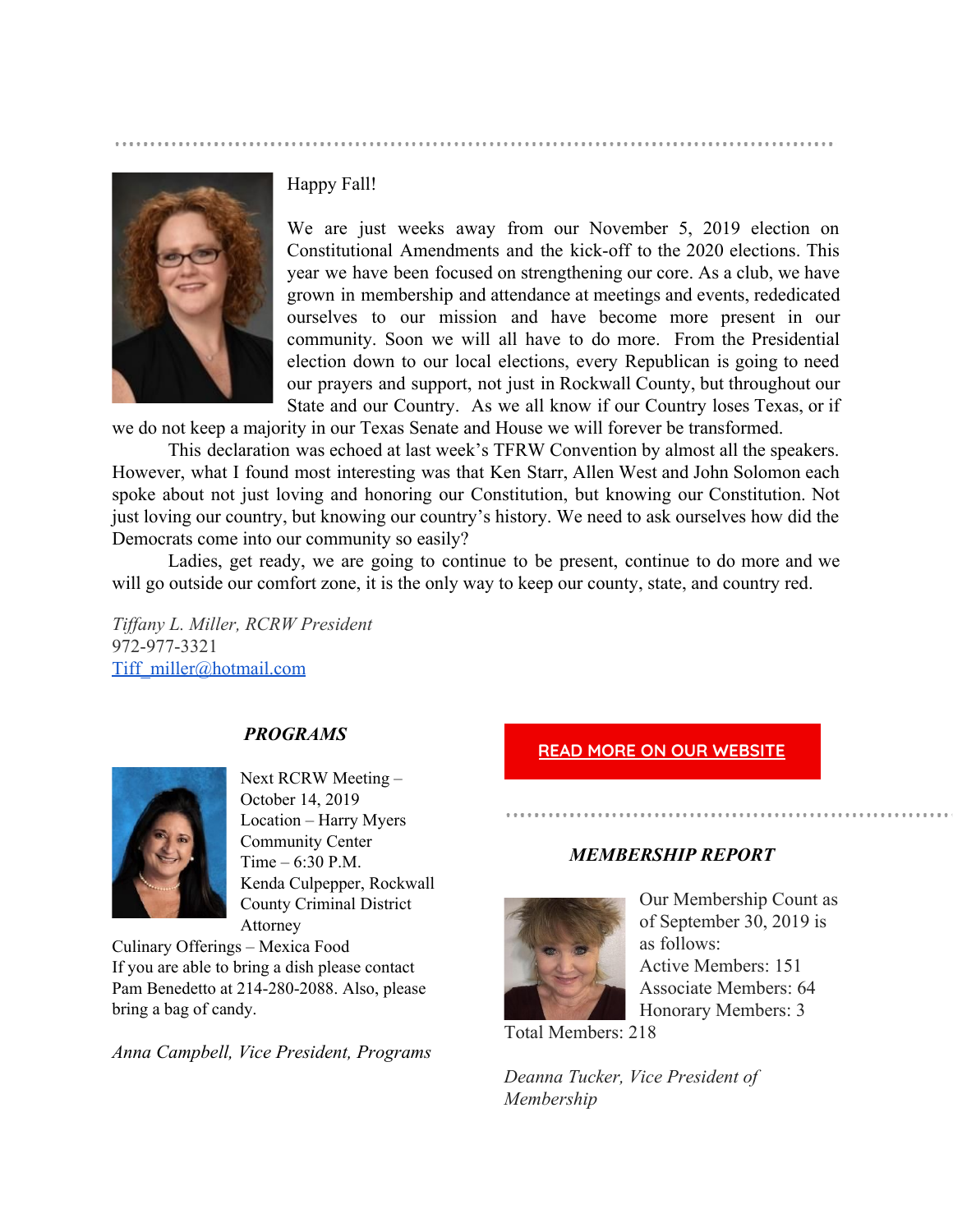Happy Fall!

We are just weeks away from our November 5, 2019 election on Constitutional Amendments and the kick-off to the 2020 elections. This year we have been focused on strengthening our core. As a club, we have grown in membership and attendance at meetings and events, rededicated ourselves to our mission and have become more present in our community. Soon we will all have to do more. From the Presidential election down to our local elections, every Republican is going to need our prayers and support, not just in Rockwall County, but throughout our State and our Country. As we all know if our Country loses Texas, or if we do not keep a majority in our Texas Senate and House we will forever be transformed.

This declaration was echoed at last week's TFRW Convention by almost all the speakers. However, what I found most interesting was that Ken Starr, Allen West and John Solomon each spoke about not just loving and honoring our Constitution, but knowing our Constitution. Not just loving our country, but knowing our country's history. We need to ask ourselves how did the Democrats come into our community so easily?

Ladies, get ready, we are going to continue to be present, continue to do more and we will go outside our comfort zone, it is the only way to keep our county, state, and country red.

*Tiffany L. Miller, RCRW President*
972-977-3321
[Tiff_miller@hotmail.com](mailto:Tiff_miller@hotmail.com)

## *PROGRAMS*

Next RCRW Meeting – October 14, 2019
Location – Harry Myers Community Center
Time – 6:30 P.M.
Kenda Culpepper, Rockwall County Criminal District Attorney
Culinary Offerings – Mexica Food
If you are able to bring a dish please contact Pam Benedetto at 214-280-2088. Also, please bring a bag of candy.

*Anna Campbell, Vice President, Programs*

READ MORE ON OUR WEBSITE

## *MEMBERSHIP REPORT*

Our Membership Count as of September 30, 2019 is as follows:
Active Members: 151
Associate Members: 64
Honorary Members: 3
Total Members: 218

*Deanna Tucker, Vice President of Membership*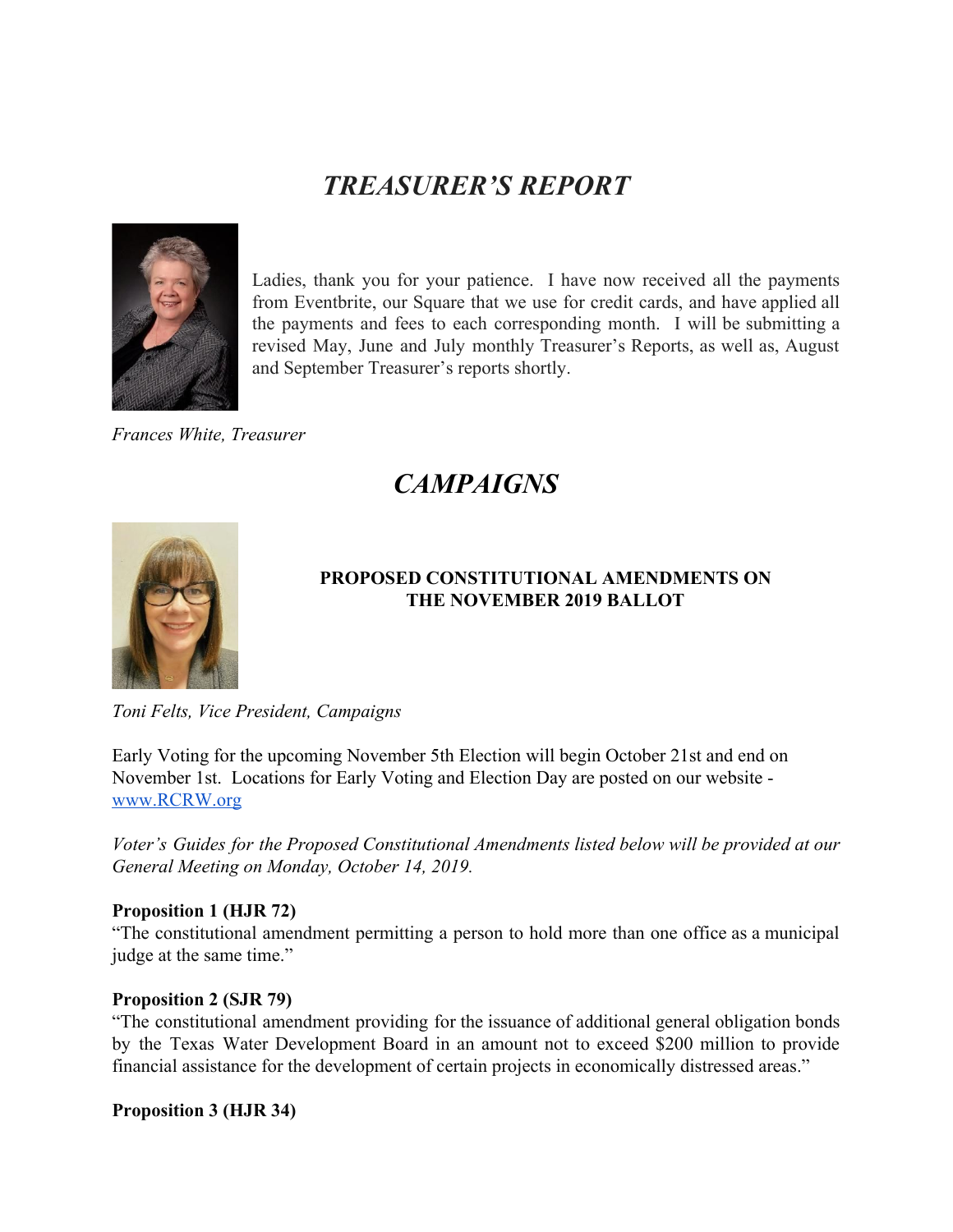# *TREASURER'S REPORT*

Ladies, thank you for your patience. I have now received all the payments from Eventbrite, our Square that we use for credit cards, and have applied all the payments and fees to each corresponding month. I will be submitting a revised May, June and July monthly Treasurer's Reports, as well as, August and September Treasurer's reports shortly.

*Frances White, Treasurer*

# *CAMPAIGNS*

**PROPOSED CONSTITUTIONAL AMENDMENTS ON THE NOVEMBER 2019 BALLOT**

*Toni Felts, Vice President, Campaigns*

Early Voting for the upcoming November 5th Election will begin October 21st and end on November 1st. Locations for Early Voting and Election Day are posted on our website - [www.RCRW.org](http://www.RCRW.org)

*Voter's Guides for the Proposed Constitutional Amendments listed below will be provided at our General Meeting on Monday, October 14, 2019.*

**Proposition 1 (HJR 72)**
"The constitutional amendment permitting a person to hold more than one office as a municipal judge at the same time."

**Proposition 2 (SJR 79)**
"The constitutional amendment providing for the issuance of additional general obligation bonds by the Texas Water Development Board in an amount not to exceed $200 million to provide financial assistance for the development of certain projects in economically distressed areas."

**Proposition 3 (HJR 34)**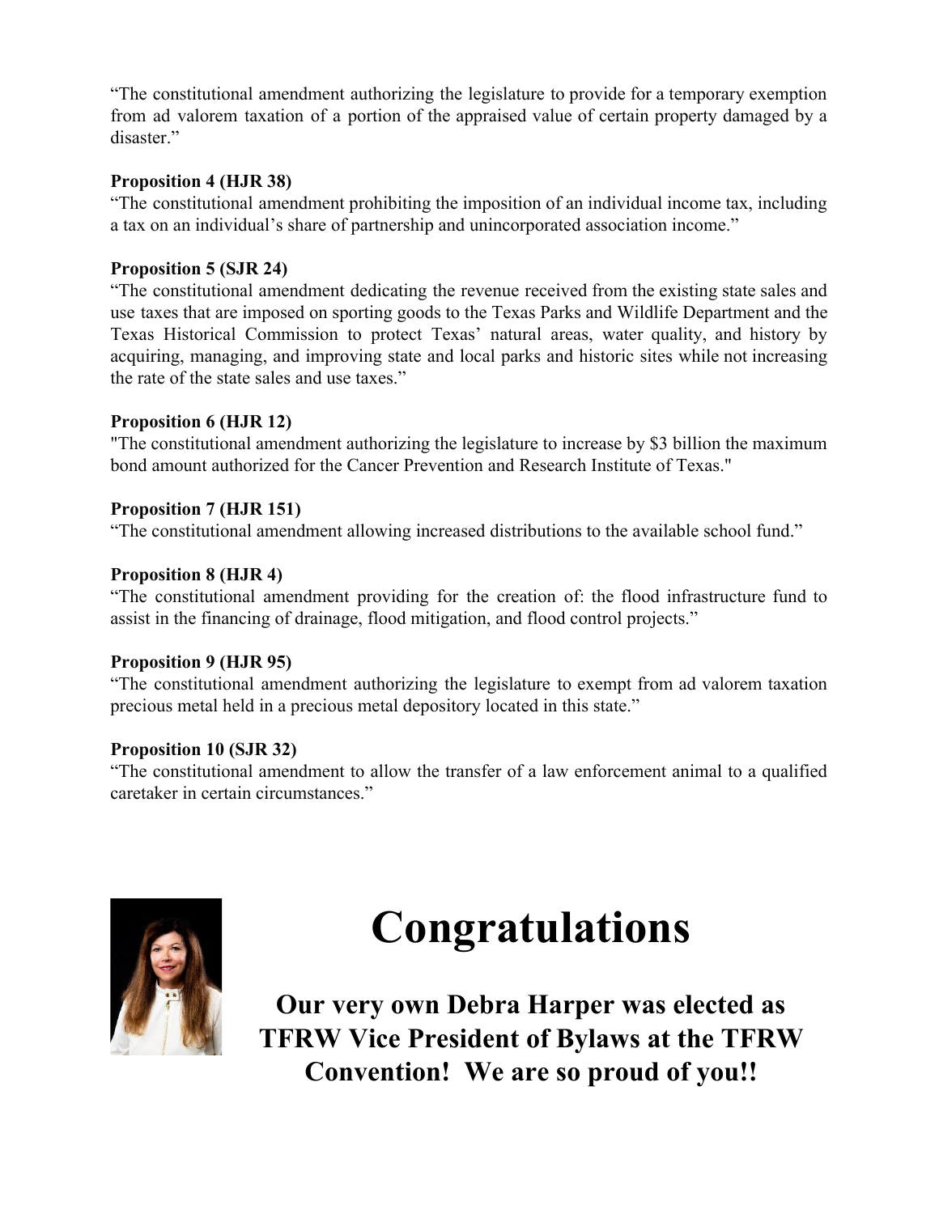"The constitutional amendment authorizing the legislature to provide for a temporary exemption from ad valorem taxation of a portion of the appraised value of certain property damaged by a disaster."

**Proposition 4 (HJR 38)**
"The constitutional amendment prohibiting the imposition of an individual income tax, including a tax on an individual's share of partnership and unincorporated association income."

**Proposition 5 (SJR 24)**
"The constitutional amendment dedicating the revenue received from the existing state sales and use taxes that are imposed on sporting goods to the Texas Parks and Wildlife Department and the Texas Historical Commission to protect Texas' natural areas, water quality, and history by acquiring, managing, and improving state and local parks and historic sites while not increasing the rate of the state sales and use taxes."

**Proposition 6 (HJR 12)**
"The constitutional amendment authorizing the legislature to increase by $3 billion the maximum bond amount authorized for the Cancer Prevention and Research Institute of Texas."

**Proposition 7 (HJR 151)**
"The constitutional amendment allowing increased distributions to the available school fund."

**Proposition 8 (HJR 4)**
"The constitutional amendment providing for the creation of: the flood infrastructure fund to assist in the financing of drainage, flood mitigation, and flood control projects."

**Proposition 9 (HJR 95)**
"The constitutional amendment authorizing the legislature to exempt from ad valorem taxation precious metal held in a precious metal depository located in this state."

**Proposition 10 (SJR 32)**
"The constitutional amendment to allow the transfer of a law enforcement animal to a qualified caretaker in certain circumstances."

# Congratulations

**Our very own Debra Harper was elected as TFRW Vice President of Bylaws at the TFRW Convention! We are so proud of you!!**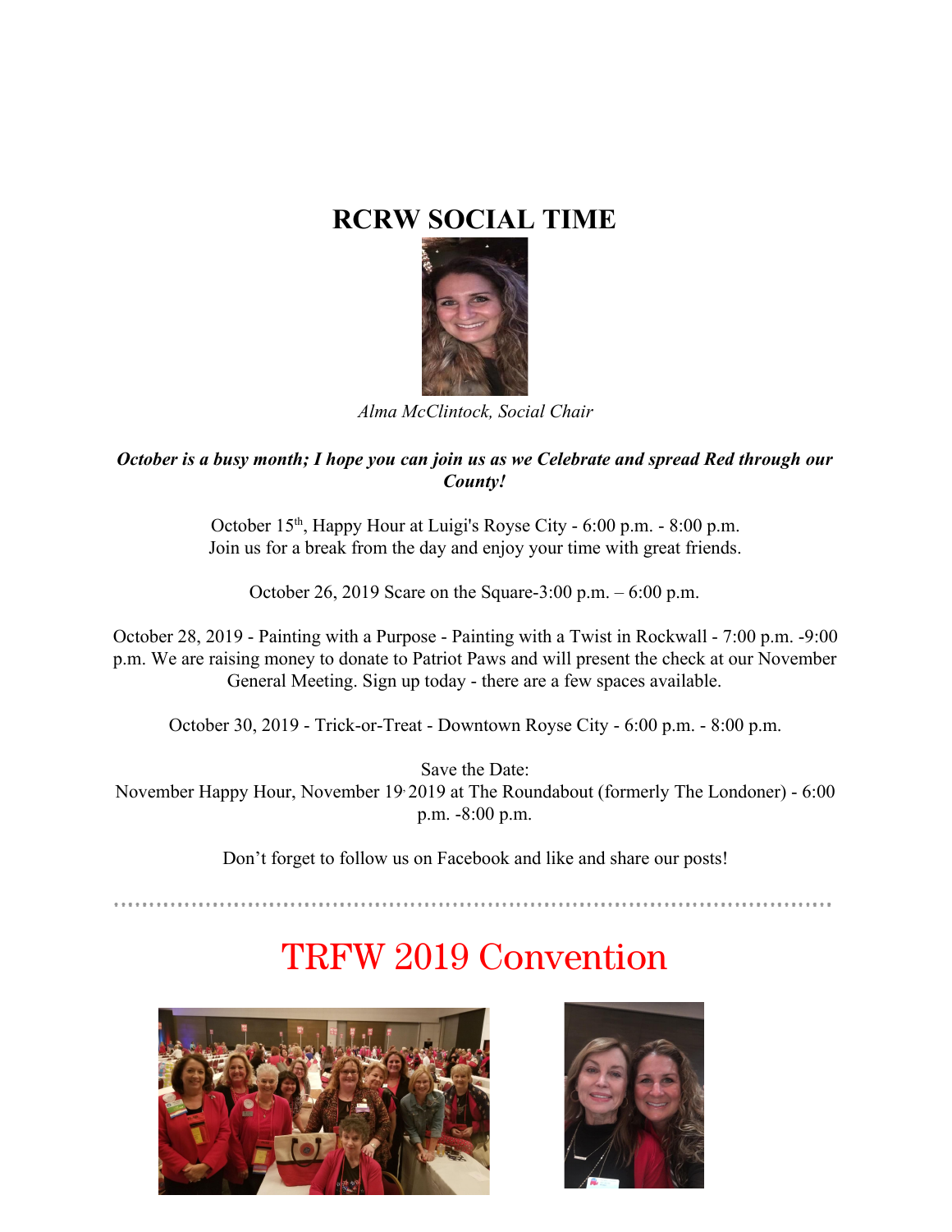# RCRW SOCIAL TIME

*Alma McClintock, Social Chair*

***October is a busy month; I hope you can join us as we Celebrate and spread Red through our County!***

October 15th, Happy Hour at Luigi's Royse City - 6:00 p.m. - 8:00 p.m.
Join us for a break from the day and enjoy your time with great friends.

October 26, 2019 Scare on the Square-3:00 p.m. – 6:00 p.m.

October 28, 2019 - Painting with a Purpose - Painting with a Twist in Rockwall - 7:00 p.m. -9:00 p.m. We are raising money to donate to Patriot Paws and will present the check at our November General Meeting. Sign up today - there are a few spaces available.

October 30, 2019 - Trick-or-Treat - Downtown Royse City - 6:00 p.m. - 8:00 p.m.

Save the Date:
November Happy Hour, November 19, 2019 at The Roundabout (formerly The Londoner) - 6:00 p.m. -8:00 p.m.

Don't forget to follow us on Facebook and like and share our posts!

# TRFW 2019 Convention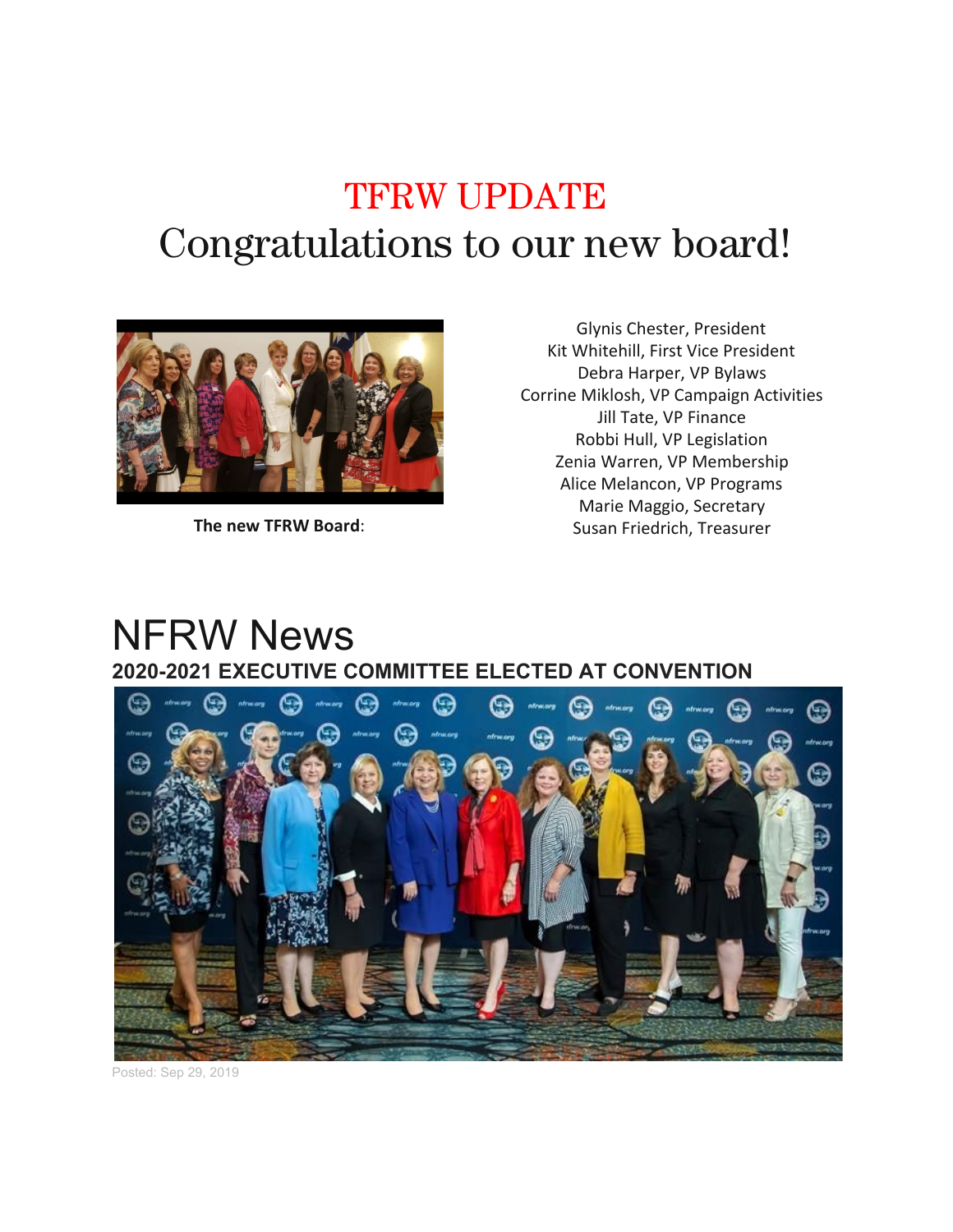# TFRW UPDATE

## Congratulations to our new board!

**The new TFRW Board**:

Glynis Chester, President
Kit Whitehill, First Vice President
Debra Harper, VP Bylaws
Corrine Miklosh, VP Campaign Activities
Jill Tate, VP Finance
Robbi Hull, VP Legislation
Zenia Warren, VP Membership
Alice Melancon, VP Programs
Marie Maggio, Secretary
Susan Friedrich, Treasurer

# NFRW News

### 2020-2021 EXECUTIVE COMMITTEE ELECTED AT CONVENTION

Posted: Sep 29, 2019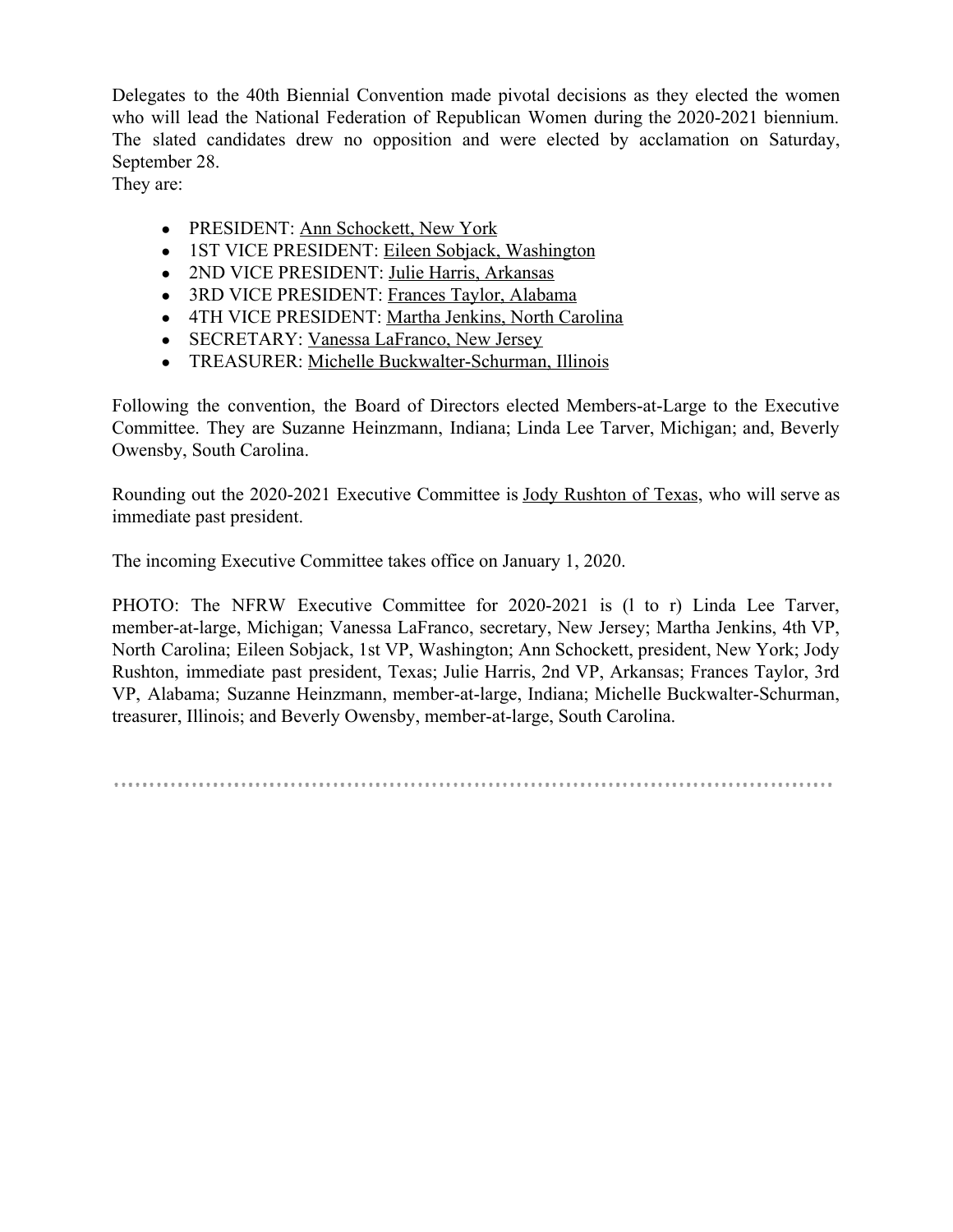Delegates to the 40th Biennial Convention made pivotal decisions as they elected the women who will lead the National Federation of Republican Women during the 2020-2021 biennium. The slated candidates drew no opposition and were elected by acclamation on Saturday, September 28.
They are:

- PRESIDENT: Ann Schockett, New York
- 1ST VICE PRESIDENT: Eileen Sobjack, Washington
- 2ND VICE PRESIDENT: Julie Harris, Arkansas
- 3RD VICE PRESIDENT: Frances Taylor, Alabama
- 4TH VICE PRESIDENT: Martha Jenkins, North Carolina
- SECRETARY: Vanessa LaFranco, New Jersey
- TREASURER: Michelle Buckwalter-Schurman, Illinois

Following the convention, the Board of Directors elected Members-at-Large to the Executive Committee. They are Suzanne Heinzmann, Indiana; Linda Lee Tarver, Michigan; and, Beverly Owensby, South Carolina.

Rounding out the 2020-2021 Executive Committee is Jody Rushton of Texas, who will serve as immediate past president.

The incoming Executive Committee takes office on January 1, 2020.

PHOTO: The NFRW Executive Committee for 2020-2021 is (l to r) Linda Lee Tarver, member-at-large, Michigan; Vanessa LaFranco, secretary, New Jersey; Martha Jenkins, 4th VP, North Carolina; Eileen Sobjack, 1st VP, Washington; Ann Schockett, president, New York; Jody Rushton, immediate past president, Texas; Julie Harris, 2nd VP, Arkansas; Frances Taylor, 3rd VP, Alabama; Suzanne Heinzmann, member-at-large, Indiana; Michelle Buckwalter-Schurman, treasurer, Illinois; and Beverly Owensby, member-at-large, South Carolina.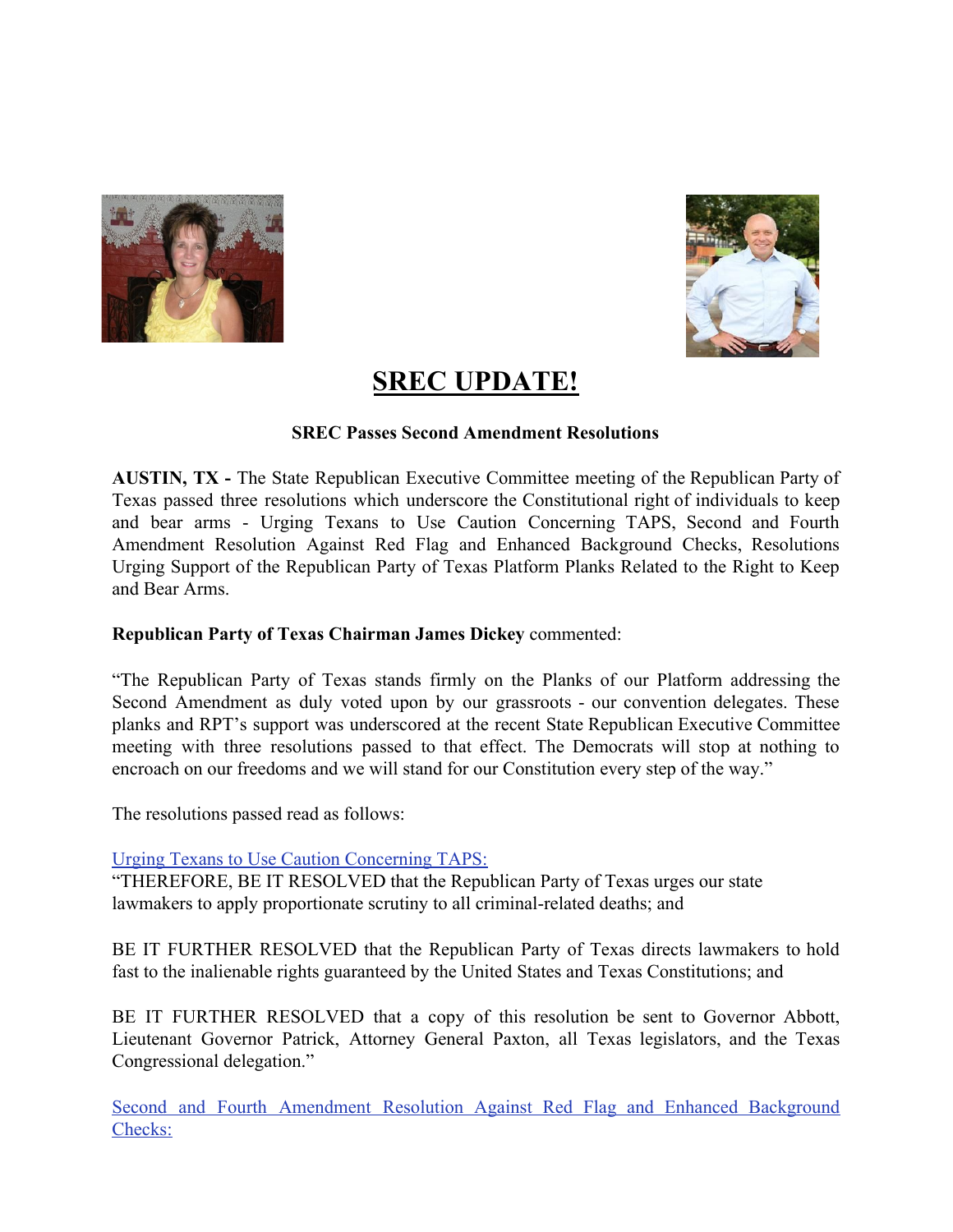# SREC UPDATE!

**SREC Passes Second Amendment Resolutions**

**AUSTIN, TX -** The State Republican Executive Committee meeting of the Republican Party of Texas passed three resolutions which underscore the Constitutional right of individuals to keep and bear arms - Urging Texans to Use Caution Concerning TAPS, Second and Fourth Amendment Resolution Against Red Flag and Enhanced Background Checks, Resolutions Urging Support of the Republican Party of Texas Platform Planks Related to the Right to Keep and Bear Arms.

**Republican Party of Texas Chairman James Dickey** commented:

"The Republican Party of Texas stands firmly on the Planks of our Platform addressing the Second Amendment as duly voted upon by our grassroots - our convention delegates. These planks and RPT's support was underscored at the recent State Republican Executive Committee meeting with three resolutions passed to that effect. The Democrats will stop at nothing to encroach on our freedoms and we will stand for our Constitution every step of the way."

The resolutions passed read as follows:

Urging Texans to Use Caution Concerning TAPS:

"THEREFORE, BE IT RESOLVED that the Republican Party of Texas urges our state lawmakers to apply proportionate scrutiny to all criminal-related deaths; and

BE IT FURTHER RESOLVED that the Republican Party of Texas directs lawmakers to hold fast to the inalienable rights guaranteed by the United States and Texas Constitutions; and

BE IT FURTHER RESOLVED that a copy of this resolution be sent to Governor Abbott, Lieutenant Governor Patrick, Attorney General Paxton, all Texas legislators, and the Texas Congressional delegation."

Second and Fourth Amendment Resolution Against Red Flag and Enhanced Background Checks: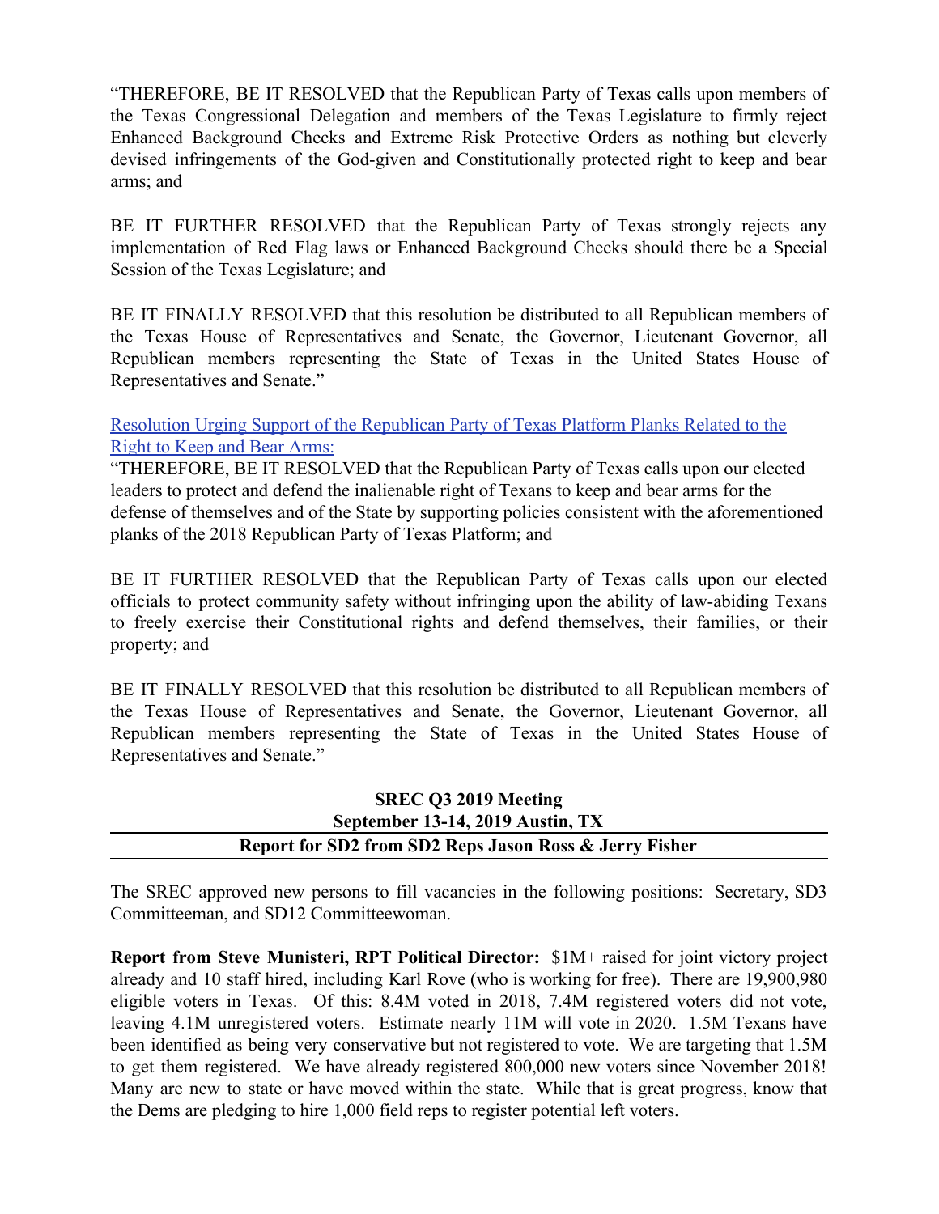"THEREFORE, BE IT RESOLVED that the Republican Party of Texas calls upon members of the Texas Congressional Delegation and members of the Texas Legislature to firmly reject Enhanced Background Checks and Extreme Risk Protective Orders as nothing but cleverly devised infringements of the God-given and Constitutionally protected right to keep and bear arms; and

BE IT FURTHER RESOLVED that the Republican Party of Texas strongly rejects any implementation of Red Flag laws or Enhanced Background Checks should there be a Special Session of the Texas Legislature; and

BE IT FINALLY RESOLVED that this resolution be distributed to all Republican members of the Texas House of Representatives and Senate, the Governor, Lieutenant Governor, all Republican members representing the State of Texas in the United States House of Representatives and Senate."

Resolution Urging Support of the Republican Party of Texas Platform Planks Related to the Right to Keep and Bear Arms:

"THEREFORE, BE IT RESOLVED that the Republican Party of Texas calls upon our elected leaders to protect and defend the inalienable right of Texans to keep and bear arms for the defense of themselves and of the State by supporting policies consistent with the aforementioned planks of the 2018 Republican Party of Texas Platform; and

BE IT FURTHER RESOLVED that the Republican Party of Texas calls upon our elected officials to protect community safety without infringing upon the ability of law-abiding Texans to freely exercise their Constitutional rights and defend themselves, their families, or their property; and

BE IT FINALLY RESOLVED that this resolution be distributed to all Republican members of the Texas House of Representatives and Senate, the Governor, Lieutenant Governor, all Republican members representing the State of Texas in the United States House of Representatives and Senate."

## SREC Q3 2019 Meeting
## September 13-14, 2019 Austin, TX

---

## Report for SD2 from SD2 Reps Jason Ross & Jerry Fisher

---

The SREC approved new persons to fill vacancies in the following positions: Secretary, SD3 Committeeman, and SD12 Committeewoman.

**Report from Steve Munisteri, RPT Political Director:** $1M+ raised for joint victory project already and 10 staff hired, including Karl Rove (who is working for free). There are 19,900,980 eligible voters in Texas. Of this: 8.4M voted in 2018, 7.4M registered voters did not vote, leaving 4.1M unregistered voters. Estimate nearly 11M will vote in 2020. 1.5M Texans have been identified as being very conservative but not registered to vote. We are targeting that 1.5M to get them registered. We have already registered 800,000 new voters since November 2018! Many are new to state or have moved within the state. While that is great progress, know that the Dems are pledging to hire 1,000 field reps to register potential left voters.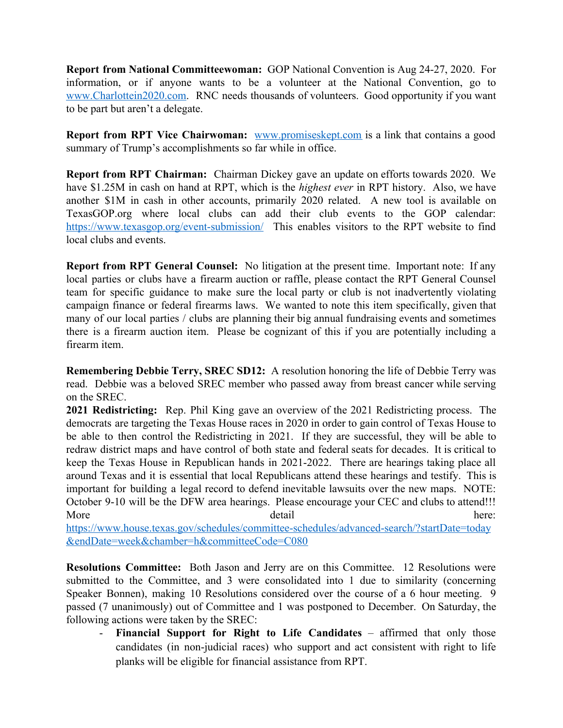**Report from National Committeewoman:** GOP National Convention is Aug 24-27, 2020. For information, or if anyone wants to be a volunteer at the National Convention, go to [www.Charlottein2020.com](www.Charlottein2020.com). RNC needs thousands of volunteers. Good opportunity if you want to be part but aren't a delegate.

**Report from RPT Vice Chairwoman:** [www.promiseskept.com](www.promiseskept.com) is a link that contains a good summary of Trump's accomplishments so far while in office.

**Report from RPT Chairman:** Chairman Dickey gave an update on efforts towards 2020. We have $1.25M in cash on hand at RPT, which is the *highest ever* in RPT history. Also, we have another $1M in cash in other accounts, primarily 2020 related. A new tool is available on TexasGOP.org where local clubs can add their club events to the GOP calendar: [https://www.texasgop.org/event-submission/](https://www.texasgop.org/event-submission/) This enables visitors to the RPT website to find local clubs and events.

**Report from RPT General Counsel:** No litigation at the present time. Important note: If any local parties or clubs have a firearm auction or raffle, please contact the RPT General Counsel team for specific guidance to make sure the local party or club is not inadvertently violating campaign finance or federal firearms laws. We wanted to note this item specifically, given that many of our local parties / clubs are planning their big annual fundraising events and sometimes there is a firearm auction item. Please be cognizant of this if you are potentially including a firearm item.

**Remembering Debbie Terry, SREC SD12:** A resolution honoring the life of Debbie Terry was read. Debbie was a beloved SREC member who passed away from breast cancer while serving on the SREC.

**2021 Redistricting:** Rep. Phil King gave an overview of the 2021 Redistricting process. The democrats are targeting the Texas House races in 2020 in order to gain control of Texas House to be able to then control the Redistricting in 2021. If they are successful, they will be able to redraw district maps and have control of both state and federal seats for decades. It is critical to keep the Texas House in Republican hands in 2021-2022. There are hearings taking place all around Texas and it is essential that local Republicans attend these hearings and testify. This is important for building a legal record to defend inevitable lawsuits over the new maps. NOTE: October 9-10 will be the DFW area hearings. Please encourage your CEC and clubs to attend!!! More detail here: [https://www.house.texas.gov/schedules/committee-schedules/advanced-search/?startDate=today&endDate=week&chamber=h&committeeCode=C080](https://www.house.texas.gov/schedules/committee-schedules/advanced-search/?startDate=today&endDate=week&chamber=h&committeeCode=C080)

**Resolutions Committee:** Both Jason and Jerry are on this Committee. 12 Resolutions were submitted to the Committee, and 3 were consolidated into 1 due to similarity (concerning Speaker Bonnen), making 10 Resolutions considered over the course of a 6 hour meeting. 9 passed (7 unanimously) out of Committee and 1 was postponed to December. On Saturday, the following actions were taken by the SREC:

- **Financial Support for Right to Life Candidates** – affirmed that only those candidates (in non-judicial races) who support and act consistent with right to life planks will be eligible for financial assistance from RPT.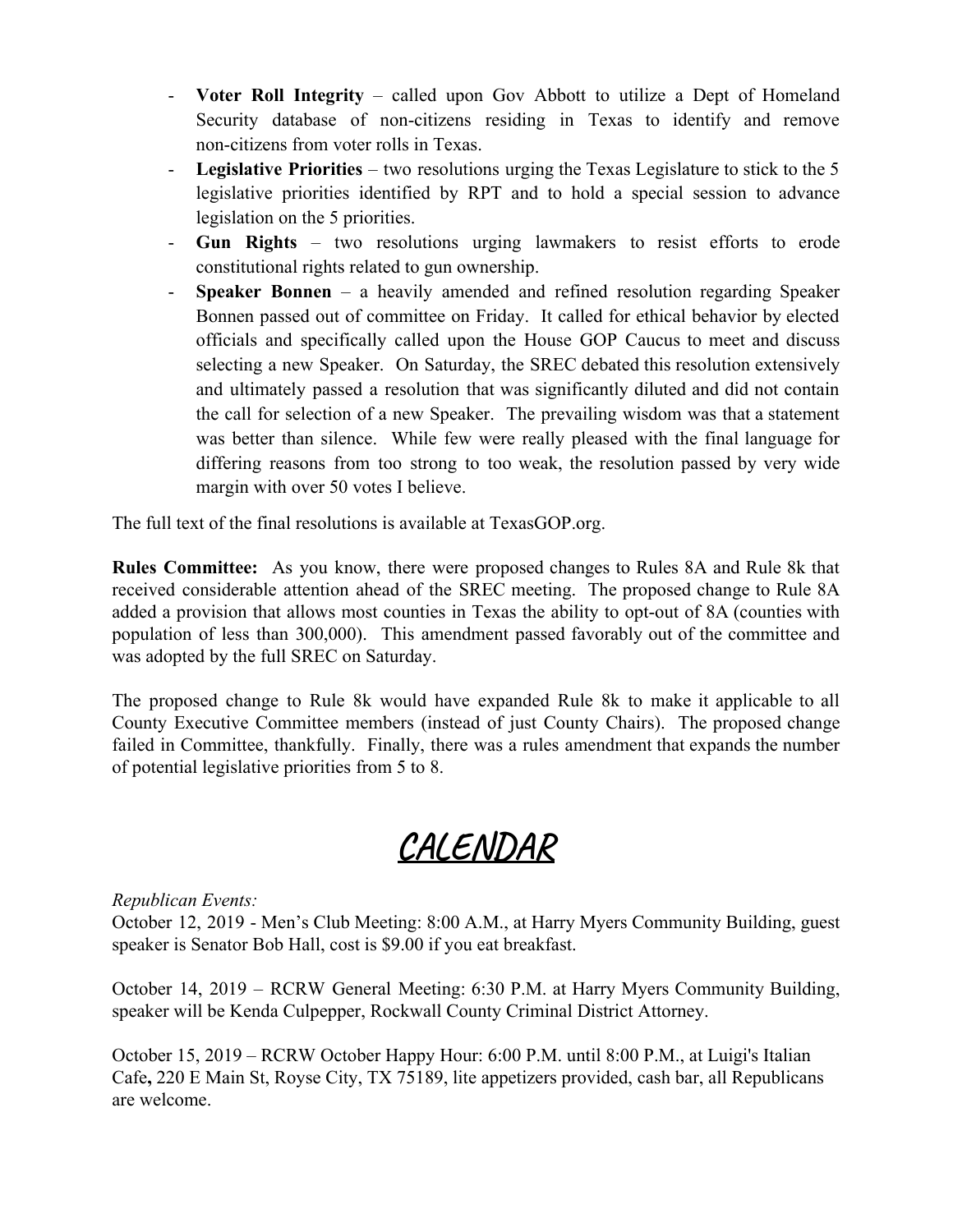- **Voter Roll Integrity** – called upon Gov Abbott to utilize a Dept of Homeland Security database of non-citizens residing in Texas to identify and remove non-citizens from voter rolls in Texas.
- **Legislative Priorities** – two resolutions urging the Texas Legislature to stick to the 5 legislative priorities identified by RPT and to hold a special session to advance legislation on the 5 priorities.
- **Gun Rights** – two resolutions urging lawmakers to resist efforts to erode constitutional rights related to gun ownership.
- **Speaker Bonnen** – a heavily amended and refined resolution regarding Speaker Bonnen passed out of committee on Friday. It called for ethical behavior by elected officials and specifically called upon the House GOP Caucus to meet and discuss selecting a new Speaker. On Saturday, the SREC debated this resolution extensively and ultimately passed a resolution that was significantly diluted and did not contain the call for selection of a new Speaker. The prevailing wisdom was that a statement was better than silence. While few were really pleased with the final language for differing reasons from too strong to too weak, the resolution passed by very wide margin with over 50 votes I believe.

The full text of the final resolutions is available at TexasGOP.org.

**Rules Committee:** As you know, there were proposed changes to Rules 8A and Rule 8k that received considerable attention ahead of the SREC meeting. The proposed change to Rule 8A added a provision that allows most counties in Texas the ability to opt-out of 8A (counties with population of less than 300,000). This amendment passed favorably out of the committee and was adopted by the full SREC on Saturday.

The proposed change to Rule 8k would have expanded Rule 8k to make it applicable to all County Executive Committee members (instead of just County Chairs). The proposed change failed in Committee, thankfully. Finally, there was a rules amendment that expands the number of potential legislative priorities from 5 to 8.

# CALENDAR

*Republican Events:*

October 12, 2019 - Men's Club Meeting: 8:00 A.M., at Harry Myers Community Building, guest speaker is Senator Bob Hall, cost is $9.00 if you eat breakfast.

October 14, 2019 – RCRW General Meeting: 6:30 P.M. at Harry Myers Community Building, speaker will be Kenda Culpepper, Rockwall County Criminal District Attorney.

October 15, 2019 – RCRW October Happy Hour: 6:00 P.M. until 8:00 P.M., at Luigi's Italian Cafe**,** 220 E Main St, Royse City, TX 75189, lite appetizers provided, cash bar, all Republicans are welcome.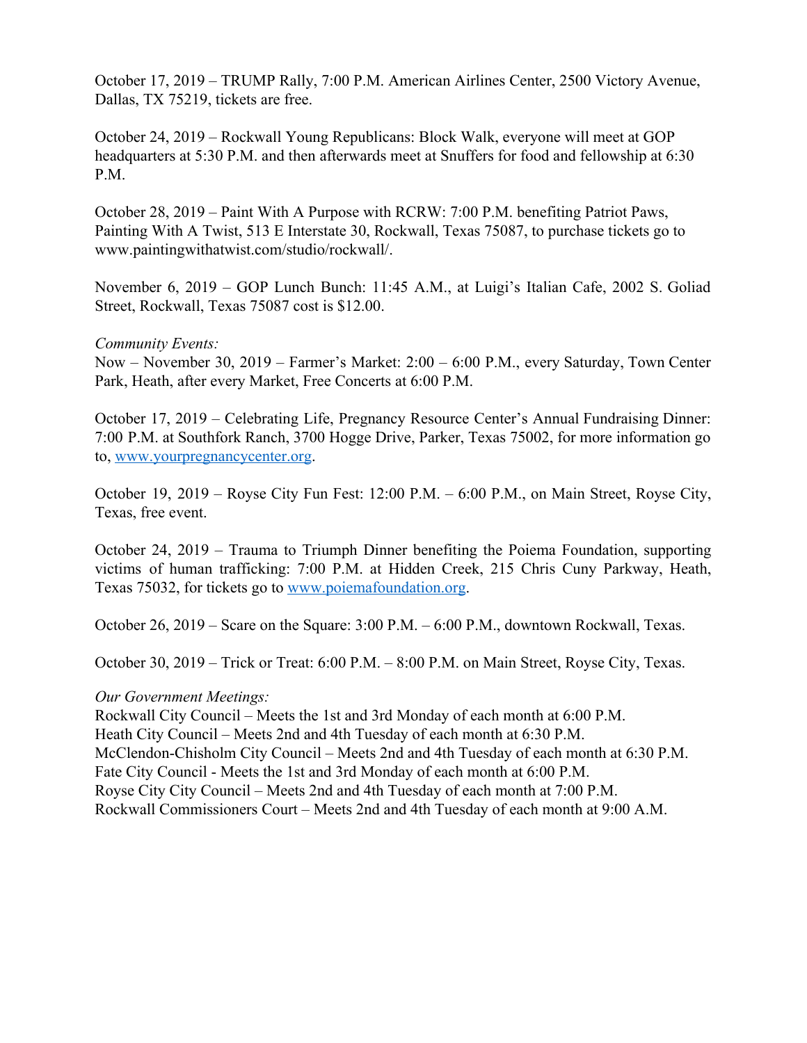October 17, 2019 – TRUMP Rally, 7:00 P.M. American Airlines Center, 2500 Victory Avenue, Dallas, TX 75219, tickets are free.

October 24, 2019 – Rockwall Young Republicans: Block Walk, everyone will meet at GOP headquarters at 5:30 P.M. and then afterwards meet at Snuffers for food and fellowship at 6:30 P.M.

October 28, 2019 – Paint With A Purpose with RCRW: 7:00 P.M. benefiting Patriot Paws, Painting With A Twist, 513 E Interstate 30, Rockwall, Texas 75087, to purchase tickets go to www.paintingwithatwist.com/studio/rockwall/.

November 6, 2019 – GOP Lunch Bunch: 11:45 A.M., at Luigi's Italian Cafe, 2002 S. Goliad Street, Rockwall, Texas 75087 cost is $12.00.

*Community Events:*

Now – November 30, 2019 – Farmer's Market: 2:00 – 6:00 P.M., every Saturday, Town Center Park, Heath, after every Market, Free Concerts at 6:00 P.M.

October 17, 2019 – Celebrating Life, Pregnancy Resource Center's Annual Fundraising Dinner: 7:00 P.M. at Southfork Ranch, 3700 Hogge Drive, Parker, Texas 75002, for more information go to, www.yourpregnancycenter.org.

October 19, 2019 – Royse City Fun Fest: 12:00 P.M. – 6:00 P.M., on Main Street, Royse City, Texas, free event.

October 24, 2019 – Trauma to Triumph Dinner benefiting the Poiema Foundation, supporting victims of human trafficking: 7:00 P.M. at Hidden Creek, 215 Chris Cuny Parkway, Heath, Texas 75032, for tickets go to www.poiemafoundation.org.

October 26, 2019 – Scare on the Square: 3:00 P.M. – 6:00 P.M., downtown Rockwall, Texas.

October 30, 2019 – Trick or Treat: 6:00 P.M. – 8:00 P.M. on Main Street, Royse City, Texas.

*Our Government Meetings:*

Rockwall City Council – Meets the 1st and 3rd Monday of each month at 6:00 P.M.
Heath City Council – Meets 2nd and 4th Tuesday of each month at 6:30 P.M.
McClendon-Chisholm City Council – Meets 2nd and 4th Tuesday of each month at 6:30 P.M.
Fate City Council - Meets the 1st and 3rd Monday of each month at 6:00 P.M.
Royse City City Council – Meets 2nd and 4th Tuesday of each month at 7:00 P.M.
Rockwall Commissioners Court – Meets 2nd and 4th Tuesday of each month at 9:00 A.M.